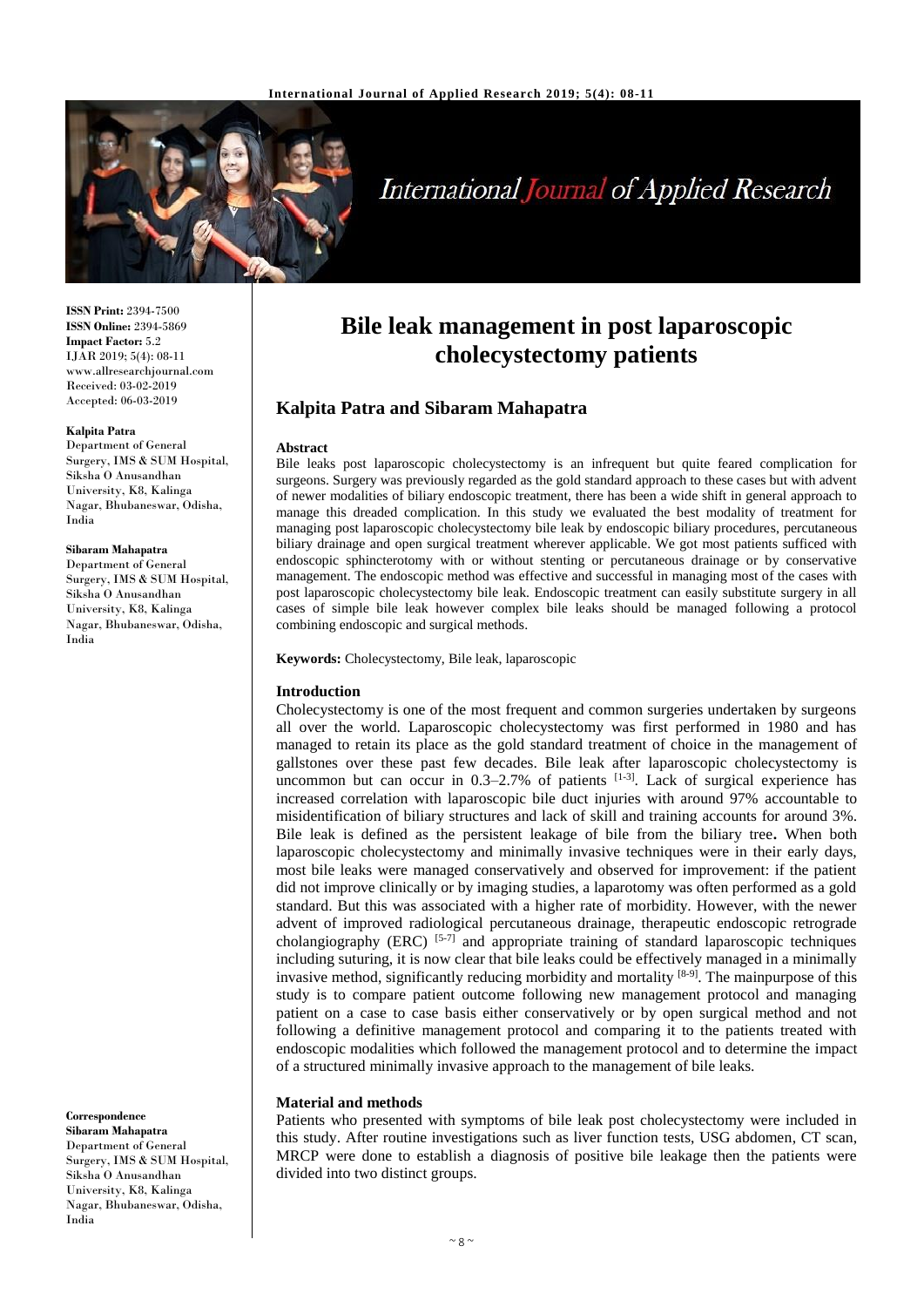# Bile leak management in post laparoscopic cholecystectomy patients

## Kalpita Patra and Sibaram Mahapatra

**ISSN Print:** 2394-7500
**ISSN Online:** 2394-5869
**Impact Factor:** 5.2
IJAR 2019; 5(4): 08-11
www.allresearchjournal.com
Received: 03-02-2019
Accepted: 06-03-2019

**Kalpita Patra**
Department of General Surgery, IMS & SUM Hospital, Siksha O Anusandhan University, K8, Kalinga Nagar, Bhubaneswar, Odisha, India

**Sibaram Mahapatra**
Department of General Surgery, IMS & SUM Hospital, Siksha O Anusandhan University, K8, Kalinga Nagar, Bhubaneswar, Odisha, India

**Correspondence**
**Sibaram Mahapatra**
Department of General Surgery, IMS & SUM Hospital, Siksha O Anusandhan University, K8, Kalinga Nagar, Bhubaneswar, Odisha, India

### Abstract

Bile leaks post laparoscopic cholecystectomy is an infrequent but quite feared complication for surgeons. Surgery was previously regarded as the gold standard approach to these cases but with advent of newer modalities of biliary endoscopic treatment, there has been a wide shift in general approach to manage this dreaded complication. In this study we evaluated the best modality of treatment for managing post laparoscopic cholecystectomy bile leak by endoscopic biliary procedures, percutaneous biliary drainage and open surgical treatment wherever applicable. We got most patients sufficed with endoscopic sphincterotomy with or without stenting or percutaneous drainage or by conservative management. The endoscopic method was effective and successful in managing most of the cases with post laparoscopic cholecystectomy bile leak. Endoscopic treatment can easily substitute surgery in all cases of simple bile leak however complex bile leaks should be managed following a protocol combining endoscopic and surgical methods.

**Keywords:** Cholecystectomy, Bile leak, laparoscopic

### Introduction

Cholecystectomy is one of the most frequent and common surgeries undertaken by surgeons all over the world. Laparoscopic cholecystectomy was first performed in 1980 and has managed to retain its place as the gold standard treatment of choice in the management of gallstones over these past few decades. Bile leak after laparoscopic cholecystectomy is uncommon but can occur in 0.3–2.7% of patients [1-3]. Lack of surgical experience has increased correlation with laparoscopic bile duct injuries with around 97% accountable to misidentification of biliary structures and lack of skill and training accounts for around 3%. Bile leak is defined as the persistent leakage of bile from the biliary tree**.** When both laparoscopic cholecystectomy and minimally invasive techniques were in their early days, most bile leaks were managed conservatively and observed for improvement: if the patient did not improve clinically or by imaging studies, a laparotomy was often performed as a gold standard. But this was associated with a higher rate of morbidity. However, with the newer advent of improved radiological percutaneous drainage, therapeutic endoscopic retrograde cholangiography (ERC) [5-7] and appropriate training of standard laparoscopic techniques including suturing, it is now clear that bile leaks could be effectively managed in a minimally invasive method, significantly reducing morbidity and mortality [8-9]. The mainpurpose of this study is to compare patient outcome following new management protocol and managing patient on a case to case basis either conservatively or by open surgical method and not following a definitive management protocol and comparing it to the patients treated with endoscopic modalities which followed the management protocol and to determine the impact of a structured minimally invasive approach to the management of bile leaks.

### Material and methods

Patients who presented with symptoms of bile leak post cholecystectomy were included in this study. After routine investigations such as liver function tests, USG abdomen, CT scan, MRCP were done to establish a diagnosis of positive bile leakage then the patients were divided into two distinct groups.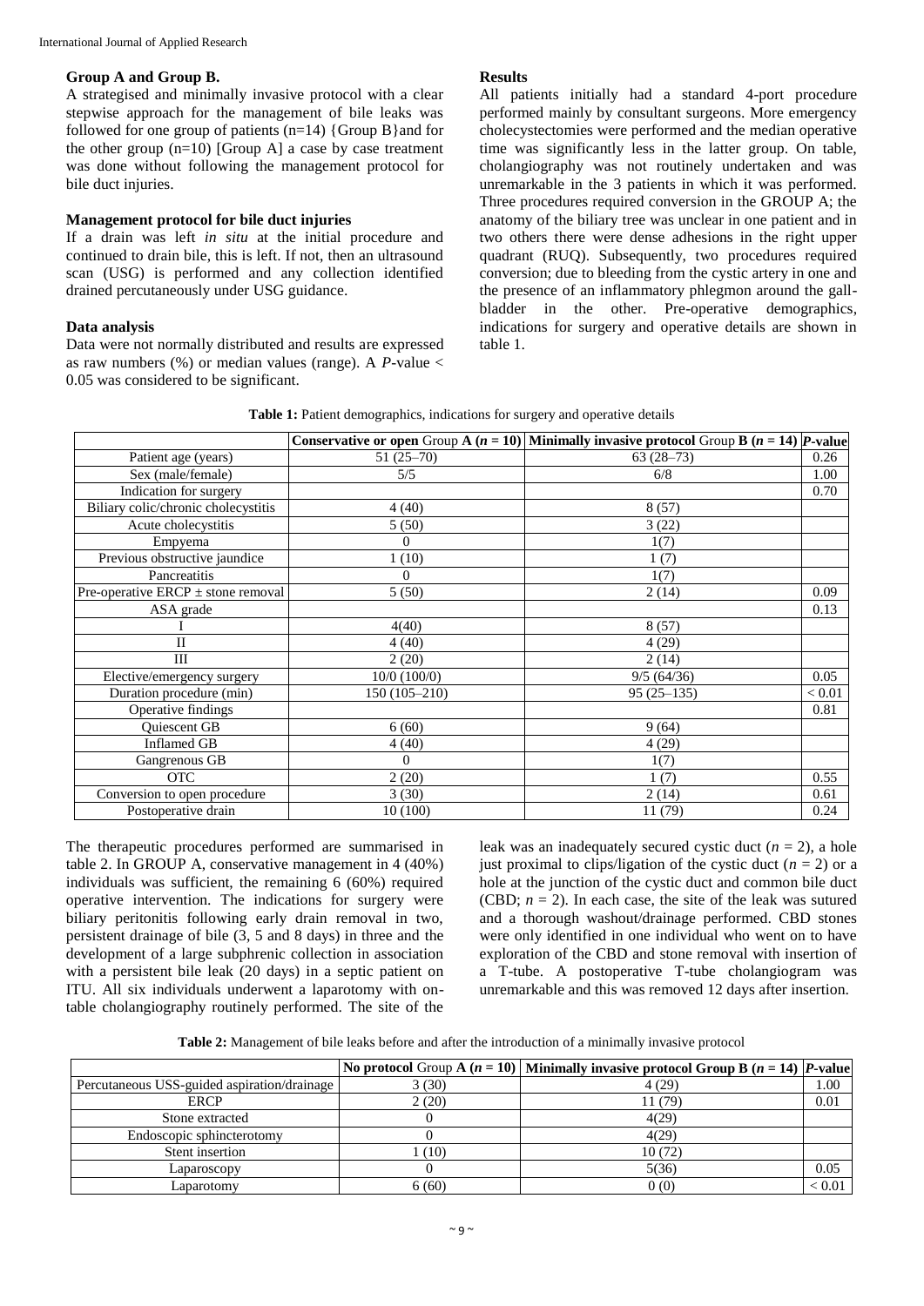### Group A and Group B.

A strategised and minimally invasive protocol with a clear stepwise approach for the management of bile leaks was followed for one group of patients (n=14) {Group B}and for the other group (n=10) [Group A] a case by case treatment was done without following the management protocol for bile duct injuries.

### Management protocol for bile duct injuries

If a drain was left *in situ* at the initial procedure and continued to drain bile, this is left. If not, then an ultrasound scan (USG) is performed and any collection identified drained percutaneously under USG guidance.

### Data analysis

Data were not normally distributed and results are expressed as raw numbers (%) or median values (range). A *P*-value < 0.05 was considered to be significant.

### Results

All patients initially had a standard 4-port procedure performed mainly by consultant surgeons. More emergency cholecystectomies were performed and the median operative time was significantly less in the latter group. On table, cholangiography was not routinely undertaken and was unremarkable in the 3 patients in which it was performed. Three procedures required conversion in the GROUP A; the anatomy of the biliary tree was unclear in one patient and in two others there were dense adhesions in the right upper quadrant (RUQ). Subsequently, two procedures required conversion; due to bleeding from the cystic artery in one and the presence of an inflammatory phlegmon around the gall-bladder in the other. Pre-operative demographics, indications for surgery and operative details are shown in table 1.

**Table 1:** Patient demographics, indications for surgery and operative details

| | **Conservative or open** Group **A** (*n* = 10) | **Minimally invasive protocol** Group **B** (*n* = 14) | ***P*-value** |
|---|---|---|---|
| Patient age (years) | 51 (25–70) | 63 (28–73) | 0.26 |
| Sex (male/female) | 5/5 | 6/8 | 1.00 |
| Indication for surgery | | | 0.70 |
| Biliary colic/chronic cholecystitis | 4 (40) | 8 (57) | |
| Acute cholecystitis | 5 (50) | 3 (22) | |
| Empyema | 0 | 1(7) | |
| Previous obstructive jaundice | 1 (10) | 1 (7) | |
| Pancreatitis | 0 | 1(7) | |
| Pre-operative ERCP ± stone removal | 5 (50) | 2 (14) | 0.09 |
| ASA grade | | | 0.13 |
| I | 4(40) | 8 (57) | |
| II | 4 (40) | 4 (29) | |
| III | 2 (20) | 2 (14) | |
| Elective/emergency surgery | 10/0 (100/0) | 9/5 (64/36) | 0.05 |
| Duration procedure (min) | 150 (105–210) | 95 (25–135) | < 0.01 |
| Operative findings | | | 0.81 |
| Quiescent GB | 6 (60) | 9 (64) | |
| Inflamed GB | 4 (40) | 4 (29) | |
| Gangrenous GB | 0 | 1(7) | |
| OTC | 2 (20) | 1 (7) | 0.55 |
| Conversion to open procedure | 3 (30) | 2 (14) | 0.61 |
| Postoperative drain | 10 (100) | 11 (79) | 0.24 |

The therapeutic procedures performed are summarised in table 2. In GROUP A, conservative management in 4 (40%) individuals was sufficient, the remaining 6 (60%) required operative intervention. The indications for surgery were biliary peritonitis following early drain removal in two, persistent drainage of bile (3, 5 and 8 days) in three and the development of a large subphrenic collection in association with a persistent bile leak (20 days) in a septic patient on ITU. All six individuals underwent a laparotomy with on-table cholangiography routinely performed. The site of the leak was an inadequately secured cystic duct (*n* = 2), a hole just proximal to clips/ligation of the cystic duct (*n* = 2) or a hole at the junction of the cystic duct and common bile duct (CBD; *n* = 2). In each case, the site of the leak was sutured and a thorough washout/drainage performed. CBD stones were only identified in one individual who went on to have exploration of the CBD and stone removal with insertion of a T-tube. A postoperative T-tube cholangiogram was unremarkable and this was removed 12 days after insertion.

**Table 2:** Management of bile leaks before and after the introduction of a minimally invasive protocol

| | **No protocol** Group **A** (*n* = 10) | **Minimally invasive protocol Group B** (*n* = 14) | ***P*-value** |
|---|---|---|---|
| Percutaneous USS-guided aspiration/drainage | 3 (30) | 4 (29) | 1.00 |
| ERCP | 2 (20) | 11 (79) | 0.01 |
| Stone extracted | 0 | 4(29) | |
| Endoscopic sphincterotomy | 0 | 4(29) | |
| Stent insertion | 1 (10) | 10 (72) | |
| Laparoscopy | 0 | 5(36) | 0.05 |
| Laparotomy | 6 (60) | 0 (0) | < 0.01 |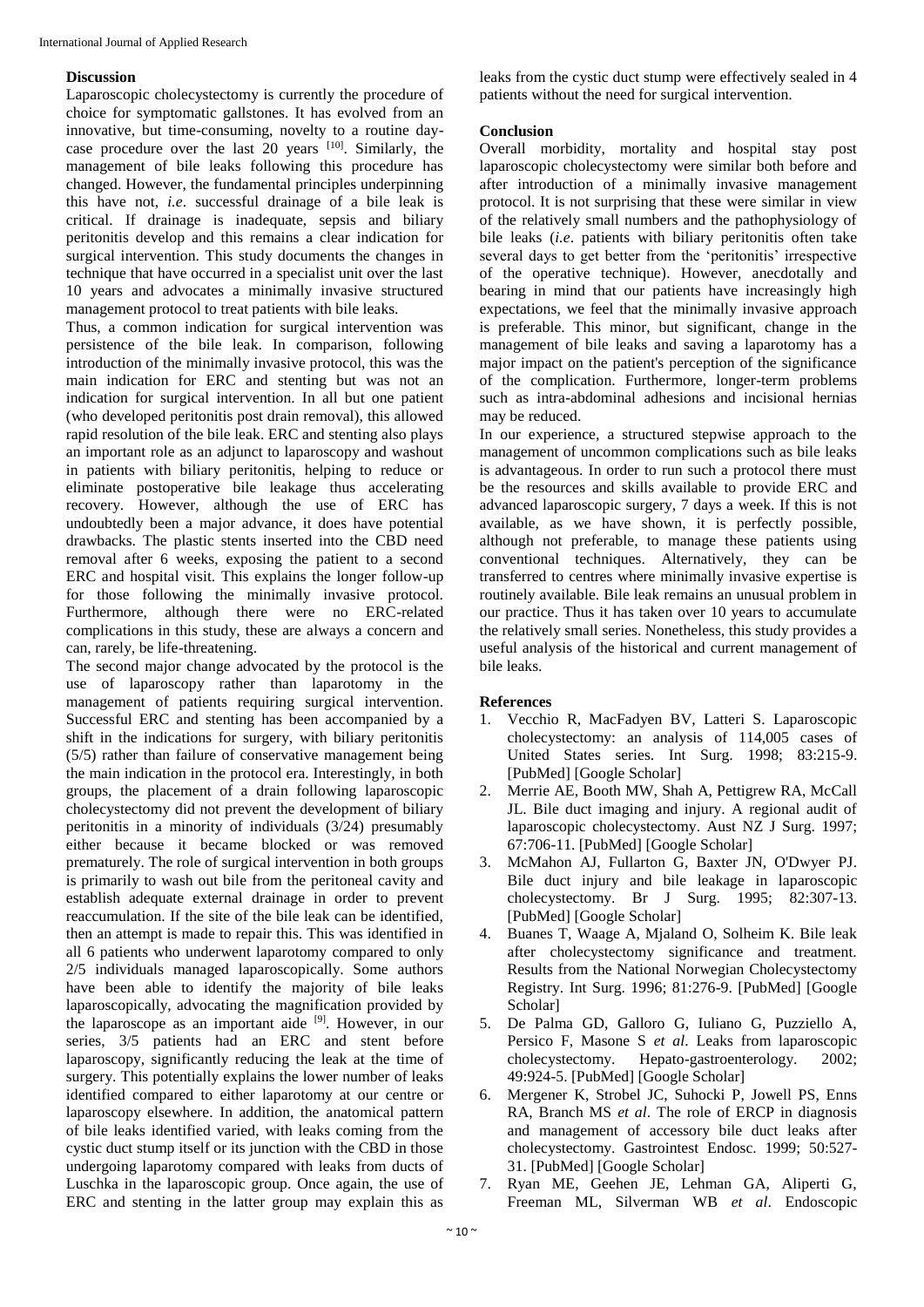## Discussion

Laparoscopic cholecystectomy is currently the procedure of choice for symptomatic gallstones. It has evolved from an innovative, but time-consuming, novelty to a routine day-case procedure over the last 20 years [10]. Similarly, the management of bile leaks following this procedure has changed. However, the fundamental principles underpinning this have not, *i.e*. successful drainage of a bile leak is critical. If drainage is inadequate, sepsis and biliary peritonitis develop and this remains a clear indication for surgical intervention. This study documents the changes in technique that have occurred in a specialist unit over the last 10 years and advocates a minimally invasive structured management protocol to treat patients with bile leaks.

Thus, a common indication for surgical intervention was persistence of the bile leak. In comparison, following introduction of the minimally invasive protocol, this was the main indication for ERC and stenting but was not an indication for surgical intervention. In all but one patient (who developed peritonitis post drain removal), this allowed rapid resolution of the bile leak. ERC and stenting also plays an important role as an adjunct to laparoscopy and washout in patients with biliary peritonitis, helping to reduce or eliminate postoperative bile leakage thus accelerating recovery. However, although the use of ERC has undoubtedly been a major advance, it does have potential drawbacks. The plastic stents inserted into the CBD need removal after 6 weeks, exposing the patient to a second ERC and hospital visit. This explains the longer follow-up for those following the minimally invasive protocol. Furthermore, although there were no ERC-related complications in this study, these are always a concern and can, rarely, be life-threatening.

The second major change advocated by the protocol is the use of laparoscopy rather than laparotomy in the management of patients requiring surgical intervention. Successful ERC and stenting has been accompanied by a shift in the indications for surgery, with biliary peritonitis (5/5) rather than failure of conservative management being the main indication in the protocol era. Interestingly, in both groups, the placement of a drain following laparoscopic cholecystectomy did not prevent the development of biliary peritonitis in a minority of individuals (3/24) presumably either because it became blocked or was removed prematurely. The role of surgical intervention in both groups is primarily to wash out bile from the peritoneal cavity and establish adequate external drainage in order to prevent reaccumulation. If the site of the bile leak can be identified, then an attempt is made to repair this. This was identified in all 6 patients who underwent laparotomy compared to only 2/5 individuals managed laparoscopically. Some authors have been able to identify the majority of bile leaks laparoscopically, advocating the magnification provided by the laparoscope as an important aide [9]. However, in our series, 3/5 patients had an ERC and stent before laparoscopy, significantly reducing the leak at the time of surgery. This potentially explains the lower number of leaks identified compared to either laparotomy at our centre or laparoscopy elsewhere. In addition, the anatomical pattern of bile leaks identified varied, with leaks coming from the cystic duct stump itself or its junction with the CBD in those undergoing laparotomy compared with leaks from ducts of Luschka in the laparoscopic group. Once again, the use of ERC and stenting in the latter group may explain this as leaks from the cystic duct stump were effectively sealed in 4 patients without the need for surgical intervention.

## Conclusion

Overall morbidity, mortality and hospital stay post laparoscopic cholecystectomy were similar both before and after introduction of a minimally invasive management protocol. It is not surprising that these were similar in view of the relatively small numbers and the pathophysiology of bile leaks (*i.e*. patients with biliary peritonitis often take several days to get better from the 'peritonitis' irrespective of the operative technique). However, anecdotally and bearing in mind that our patients have increasingly high expectations, we feel that the minimally invasive approach is preferable. This minor, but significant, change in the management of bile leaks and saving a laparotomy has a major impact on the patient's perception of the significance of the complication. Furthermore, longer-term problems such as intra-abdominal adhesions and incisional hernias may be reduced.

In our experience, a structured stepwise approach to the management of uncommon complications such as bile leaks is advantageous. In order to run such a protocol there must be the resources and skills available to provide ERC and advanced laparoscopic surgery, 7 days a week. If this is not available, as we have shown, it is perfectly possible, although not preferable, to manage these patients using conventional techniques. Alternatively, they can be transferred to centres where minimally invasive expertise is routinely available. Bile leak remains an unusual problem in our practice. Thus it has taken over 10 years to accumulate the relatively small series. Nonetheless, this study provides a useful analysis of the historical and current management of bile leaks.

## References

1. Vecchio R, MacFadyen BV, Latteri S. Laparoscopic cholecystectomy: an analysis of 114,005 cases of United States series. Int Surg. 1998; 83:215-9. [PubMed] [Google Scholar]
2. Merrie AE, Booth MW, Shah A, Pettigrew RA, McCall JL. Bile duct imaging and injury. A regional audit of laparoscopic cholecystectomy. Aust NZ J Surg. 1997; 67:706-11. [PubMed] [Google Scholar]
3. McMahon AJ, Fullarton G, Baxter JN, O'Dwyer PJ. Bile duct injury and bile leakage in laparoscopic cholecystectomy. Br J Surg. 1995; 82:307-13. [PubMed] [Google Scholar]
4. Buanes T, Waage A, Mjaland O, Solheim K. Bile leak after cholecystectomy significance and treatment. Results from the National Norwegian Cholecystectomy Registry. Int Surg. 1996; 81:276-9. [PubMed] [Google Scholar]
5. De Palma GD, Galloro G, Iuliano G, Puzziello A, Persico F, Masone S *et al*. Leaks from laparoscopic cholecystectomy. Hepato-gastroenterology. 2002; 49:924-5. [PubMed] [Google Scholar]
6. Mergener K, Strobel JC, Suhocki P, Jowell PS, Enns RA, Branch MS *et al*. The role of ERCP in diagnosis and management of accessory bile duct leaks after cholecystectomy. Gastrointest Endosc. 1999; 50:527-31. [PubMed] [Google Scholar]
7. Ryan ME, Geehen JE, Lehman GA, Aliperti G, Freeman ML, Silverman WB *et al*. Endoscopic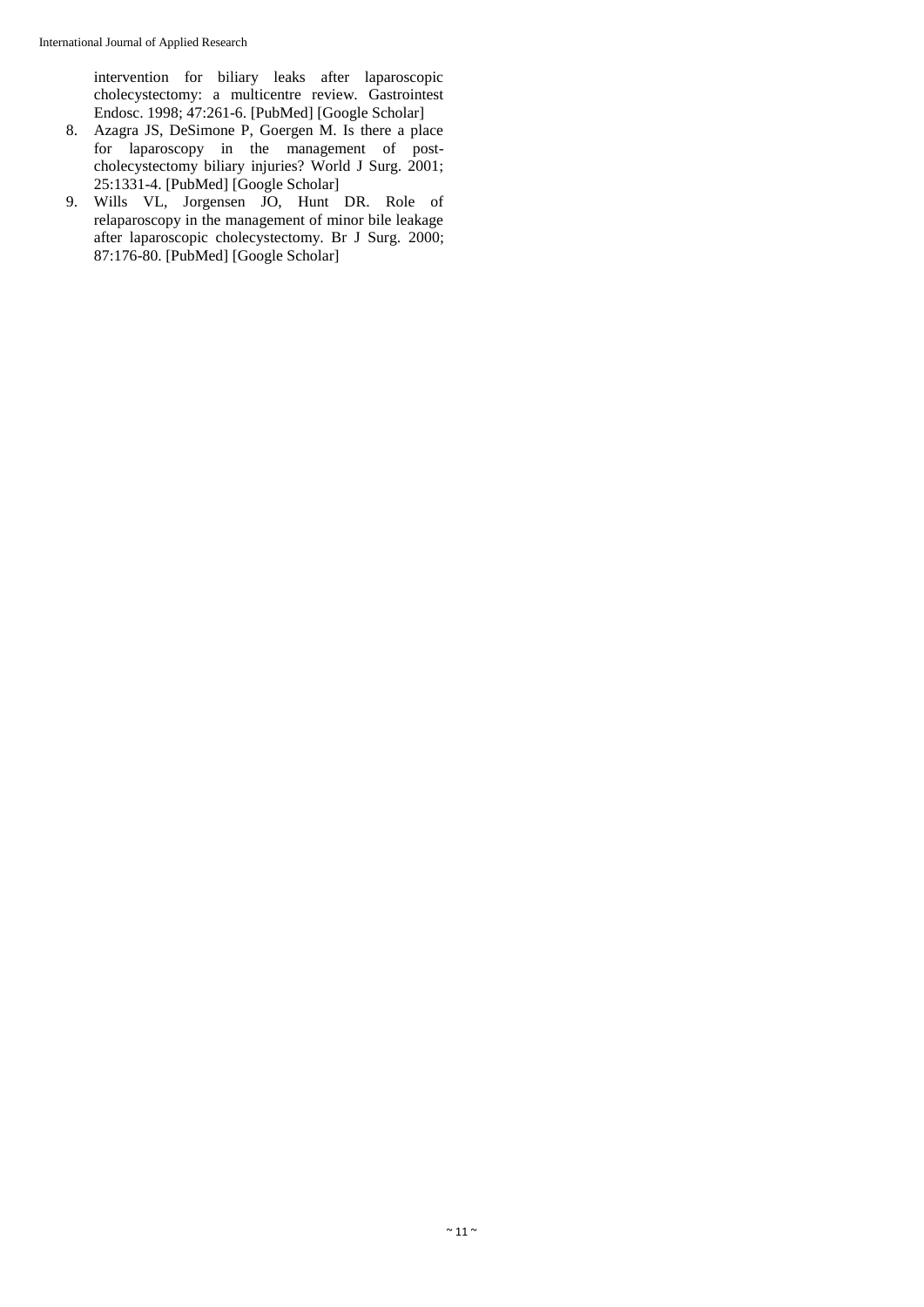intervention for biliary leaks after laparoscopic cholecystectomy: a multicentre review. Gastrointest Endosc. 1998; 47:261-6. [PubMed] [Google Scholar]

8. Azagra JS, DeSimone P, Goergen M. Is there a place for laparoscopy in the management of post-cholecystectomy biliary injuries? World J Surg. 2001; 25:1331-4. [PubMed] [Google Scholar]
9. Wills VL, Jorgensen JO, Hunt DR. Role of relaparoscopy in the management of minor bile leakage after laparoscopic cholecystectomy. Br J Surg. 2000; 87:176-80. [PubMed] [Google Scholar]